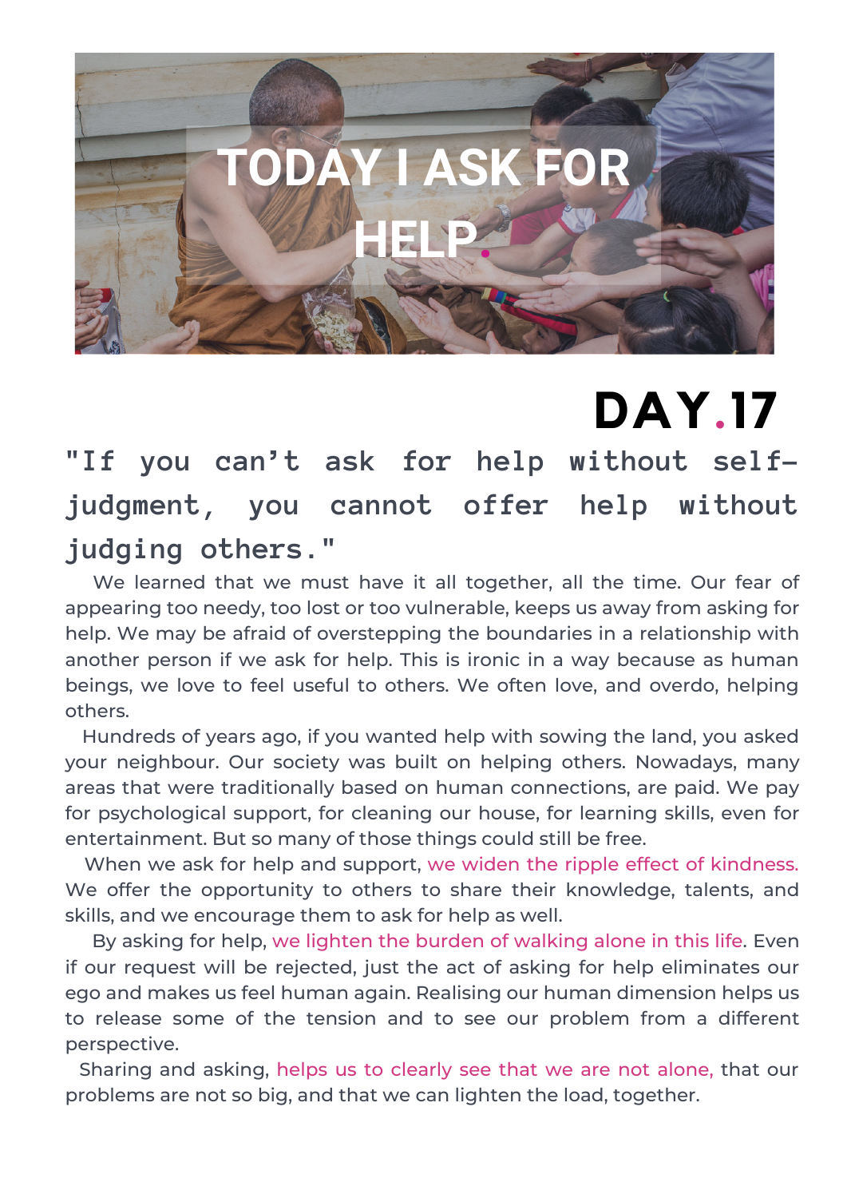# TODAY I ASK FOR HELP.

## DAY.17

"If you can't ask for help without self-judgment, you cannot offer help without judging others."

We learned that we must have it all together, all the time. Our fear of appearing too needy, too lost or too vulnerable, keeps us away from asking for help. We may be afraid of overstepping the boundaries in a relationship with another person if we ask for help. This is ironic in a way because as human beings, we love to feel useful to others. We often love, and overdo, helping others.

Hundreds of years ago, if you wanted help with sowing the land, you asked your neighbour. Our society was built on helping others. Nowadays, many areas that were traditionally based on human connections, are paid. We pay for psychological support, for cleaning our house, for learning skills, even for entertainment. But so many of those things could still be free.

When we ask for help and support, we widen the ripple effect of kindness. We offer the opportunity to others to share their knowledge, talents, and skills, and we encourage them to ask for help as well.

By asking for help, we lighten the burden of walking alone in this life. Even if our request will be rejected, just the act of asking for help eliminates our ego and makes us feel human again. Realising our human dimension helps us to release some of the tension and to see our problem from a different perspective.

Sharing and asking, helps us to clearly see that we are not alone, that our problems are not so big, and that we can lighten the load, together.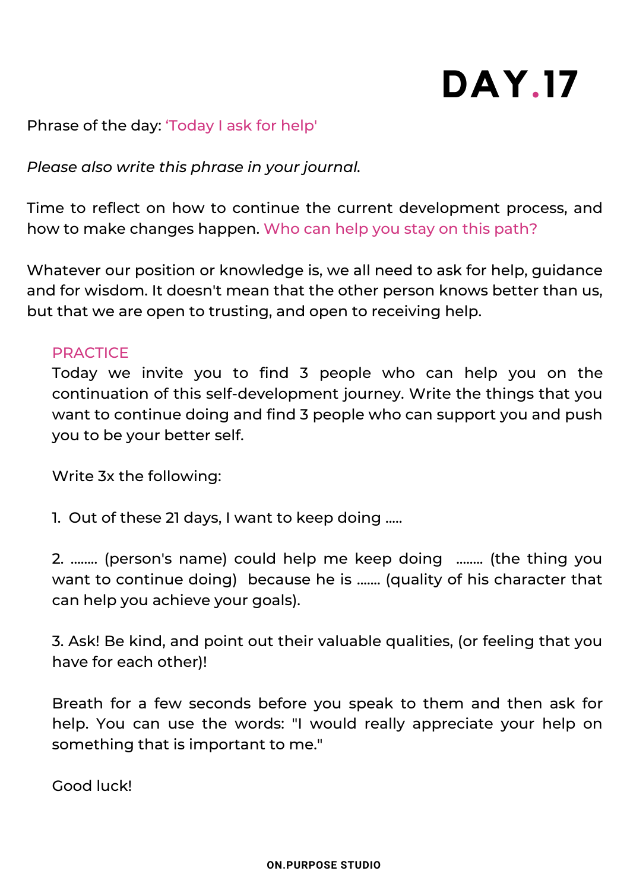# DAY.17

Phrase of the day: 'Today I ask for help'

*Please also write this phrase in your journal.*

Time to reflect on how to continue the current development process, and how to make changes happen. Who can help you stay on this path?

Whatever our position or knowledge is, we all need to ask for help, guidance and for wisdom. It doesn't mean that the other person knows better than us, but that we are open to trusting, and open to receiving help.

PRACTICE

Today we invite you to find 3 people who can help you on the continuation of this self-development journey. Write the things that you want to continue doing and find 3 people who can support you and push you to be your better self.

Write 3x the following:

1. Out of these 21 days, I want to keep doing .....

2. ........ (person's name) could help me keep doing ........ (the thing you want to continue doing) because he is ....... (quality of his character that can help you achieve your goals).

3. Ask! Be kind, and point out their valuable qualities, (or feeling that you have for each other)!

Breath for a few seconds before you speak to them and then ask for help. You can use the words: "I would really appreciate your help on something that is important to me."

Good luck!

ON.PURPOSE STUDIO